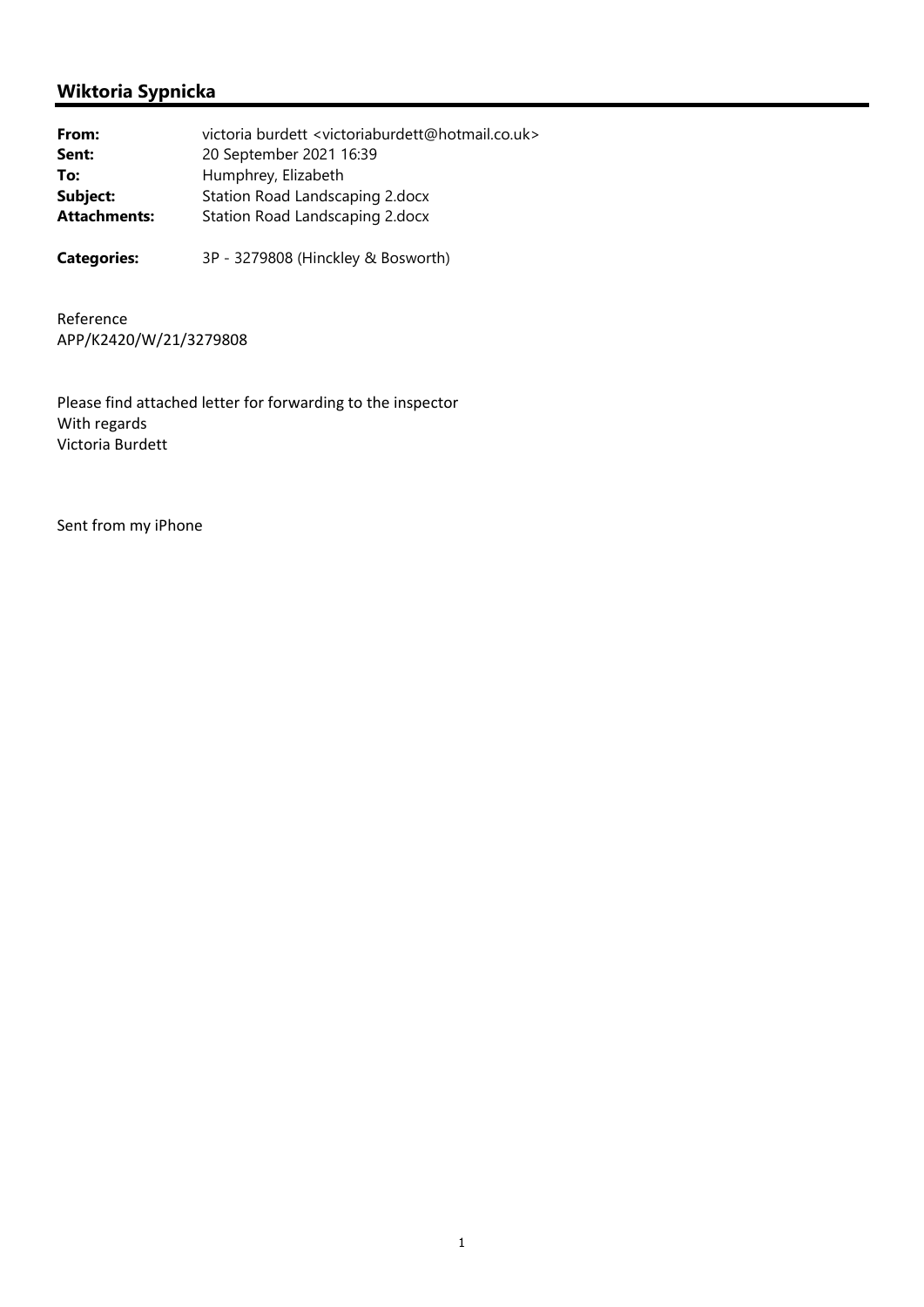## Wiktoria Sypnicka

| | |
|---|---|
| **From:** | victoria burdett <victoriaburdett@hotmail.co.uk> |
| **Sent:** | 20 September 2021 16:39 |
| **To:** | Humphrey, Elizabeth |
| **Subject:** | Station Road Landscaping 2.docx |
| **Attachments:** | Station Road Landscaping 2.docx |
| **Categories:** | 3P - 3279808 (Hinckley & Bosworth) |

Reference
APP/K2420/W/21/3279808

Please find attached letter for forwarding to the inspector
With regards
Victoria Burdett

Sent from my iPhone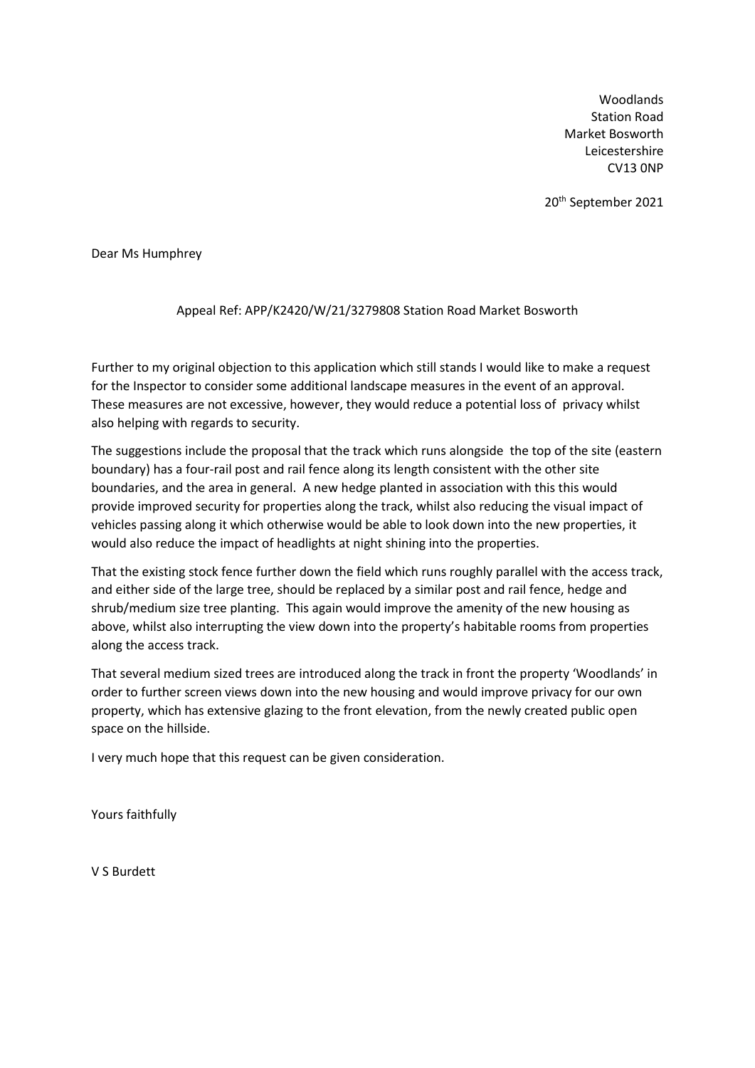Woodlands
Station Road
Market Bosworth
Leicestershire
CV13 0NP

20th September 2021

Dear Ms Humphrey

Appeal Ref: APP/K2420/W/21/3279808 Station Road Market Bosworth

Further to my original objection to this application which still stands I would like to make a request for the Inspector to consider some additional landscape measures in the event of an approval. These measures are not excessive, however, they would reduce a potential loss of privacy whilst also helping with regards to security.

The suggestions include the proposal that the track which runs alongside the top of the site (eastern boundary) has a four-rail post and rail fence along its length consistent with the other site boundaries, and the area in general. A new hedge planted in association with this this would provide improved security for properties along the track, whilst also reducing the visual impact of vehicles passing along it which otherwise would be able to look down into the new properties, it would also reduce the impact of headlights at night shining into the properties.

That the existing stock fence further down the field which runs roughly parallel with the access track, and either side of the large tree, should be replaced by a similar post and rail fence, hedge and shrub/medium size tree planting. This again would improve the amenity of the new housing as above, whilst also interrupting the view down into the property's habitable rooms from properties along the access track.

That several medium sized trees are introduced along the track in front the property 'Woodlands' in order to further screen views down into the new housing and would improve privacy for our own property, which has extensive glazing to the front elevation, from the newly created public open space on the hillside.

I very much hope that this request can be given consideration.

Yours faithfully

V S Burdett